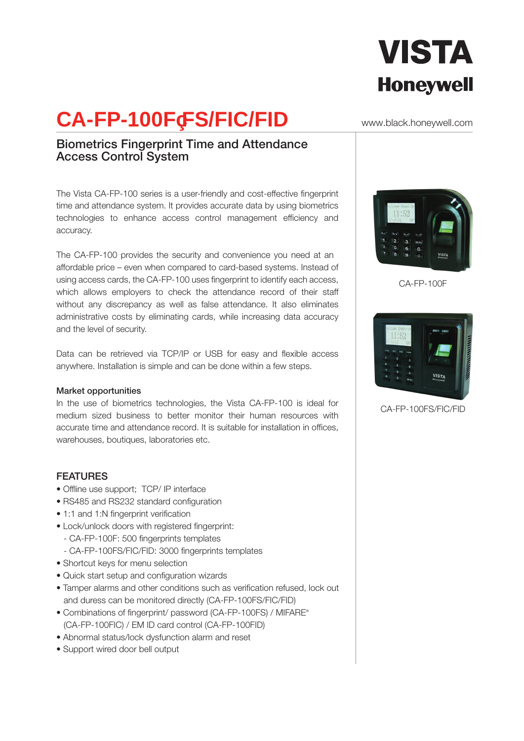VISTA
Honeywell

# CA-FP-100F(FS/FIC/FID

www.black.honeywell.com

## Biometrics Fingerprint Time and Attendance Access Control System

The Vista CA-FP-100 series is a user-friendly and cost-effective fingerprint time and attendance system. It provides accurate data by using biometrics technologies to enhance access control management efficiency and accuracy.

The CA-FP-100 provides the security and convenience you need at an affordable price – even when compared to card-based systems. Instead of using access cards, the CA-FP-100 uses fingerprint to identify each access, which allows employers to check the attendance record of their staff without any discrepancy as well as false attendance. It also eliminates administrative costs by eliminating cards, while increasing data accuracy and the level of security.

Data can be retrieved via TCP/IP or USB for easy and flexible access anywhere. Installation is simple and can be done within a few steps.

**Market opportunities**

In the use of biometrics technologies, the Vista CA-FP-100 is ideal for medium sized business to better monitor their human resources with accurate time and attendance record. It is suitable for installation in offices, warehouses, boutiques, laboratories etc.

CA-FP-100F

CA-FP-100FS/FIC/FID

### FEATURES

- Offline use support; TCP/ IP interface
- RS485 and RS232 standard configuration
- 1:1 and 1:N fingerprint verification
- Lock/unlock doors with registered fingerprint:
  - CA-FP-100F: 500 fingerprints templates
  - CA-FP-100FS/FIC/FID: 3000 fingerprints templates
- Shortcut keys for menu selection
- Quick start setup and configuration wizards
- Tamper alarms and other conditions such as verification refused, lock out and duress can be monitored directly (CA-FP-100FS/FIC/FID)
- Combinations of fingerprint/ password (CA-FP-100FS) / MIFARE® (CA-FP-100FIC) / EM ID card control (CA-FP-100FID)
- Abnormal status/lock dysfunction alarm and reset
- Support wired door bell output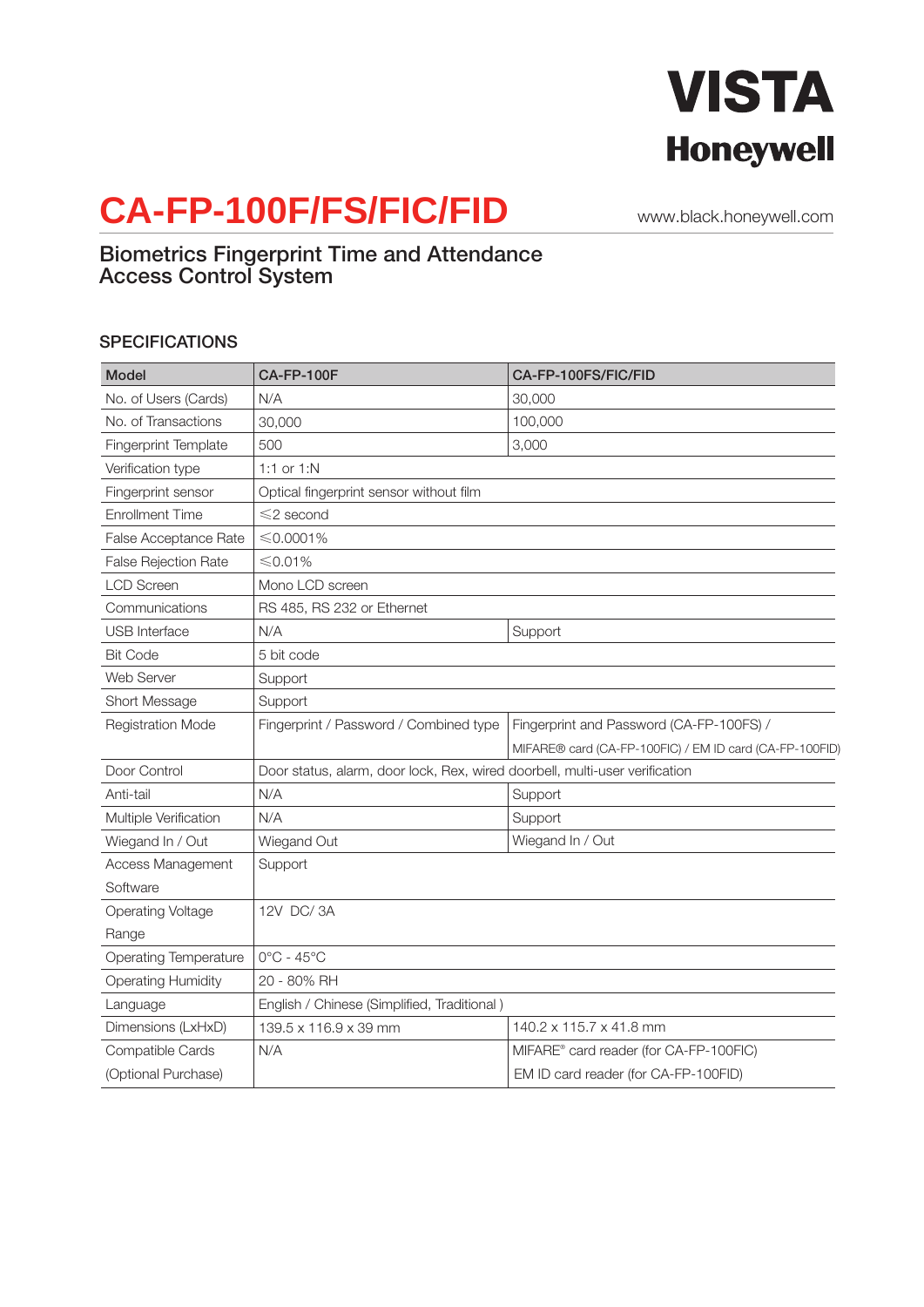VISTA
Honeywell

# CA-FP-100F/FS/FIC/FID

www.black.honeywell.com

## Biometrics Fingerprint Time and Attendance Access Control System

### SPECIFICATIONS

| Model | CA-FP-100F | CA-FP-100FS/FIC/FID |
|---|---|---|
| No. of Users (Cards) | N/A | 30,000 |
| No. of Transactions | 30,000 | 100,000 |
| Fingerprint Template | 500 | 3,000 |
| Verification type | 1:1 or 1:N | |
| Fingerprint sensor | Optical fingerprint sensor without film | |
| Enrollment Time | ≤2 second | |
| False Acceptance Rate | ≤0.0001% | |
| False Rejection Rate | ≤0.01% | |
| LCD Screen | Mono LCD screen | |
| Communications | RS 485, RS 232 or Ethernet | |
| USB Interface | N/A | Support |
| Bit Code | 5 bit code | |
| Web Server | Support | |
| Short Message | Support | |
| Registration Mode | Fingerprint / Password / Combined type | Fingerprint and Password (CA-FP-100FS) / MIFARE® card (CA-FP-100FIC) / EM ID card (CA-FP-100FID) |
| Door Control | Door status, alarm, door lock, Rex, wired doorbell, multi-user verification | |
| Anti-tail | N/A | Support |
| Multiple Verification | N/A | Support |
| Wiegand In / Out | Wiegand Out | Wiegand In / Out |
| Access Management Software | Support | |
| Operating Voltage Range | 12V DC/ 3A | |
| Operating Temperature | 0°C - 45°C | |
| Operating Humidity | 20 - 80% RH | |
| Language | English / Chinese (Simplified, Traditional ) | |
| Dimensions (LxHxD) | 139.5 x 116.9 x 39 mm | 140.2 x 115.7 x 41.8 mm |
| Compatible Cards (Optional Purchase) | N/A | MIFARE® card reader (for CA-FP-100FIC) EM ID card reader (for CA-FP-100FID) |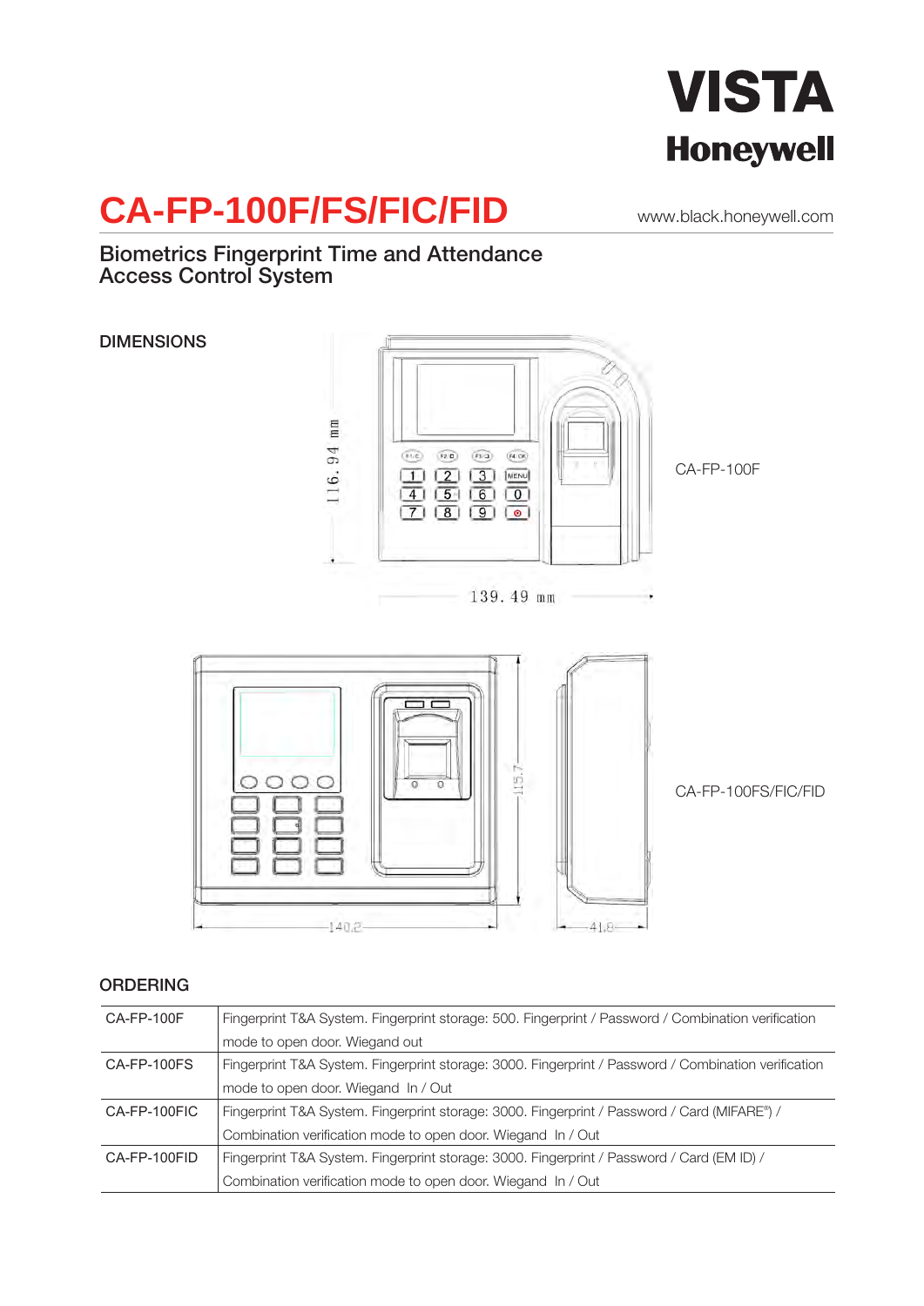VISTA
Honeywell

# CA-FP-100F/FS/FIC/FID

www.black.honeywell.com

## Biometrics Fingerprint Time and Attendance Access Control System

### DIMENSIONS

CA-FP-100F

CA-FP-100FS/FIC/FID

### ORDERING

| | |
|---|---|
| CA-FP-100F | Fingerprint T&A System. Fingerprint storage: 500. Fingerprint / Password / Combination verification mode to open door. Wiegand out |
| CA-FP-100FS | Fingerprint T&A System. Fingerprint storage: 3000. Fingerprint / Password / Combination verification mode to open door. Wiegand In / Out |
| CA-FP-100FIC | Fingerprint T&A System. Fingerprint storage: 3000. Fingerprint / Password / Card (MIFARE®) / Combination verification mode to open door. Wiegand In / Out |
| CA-FP-100FID | Fingerprint T&A System. Fingerprint storage: 3000. Fingerprint / Password / Card (EM ID) / Combination verification mode to open door. Wiegand In / Out |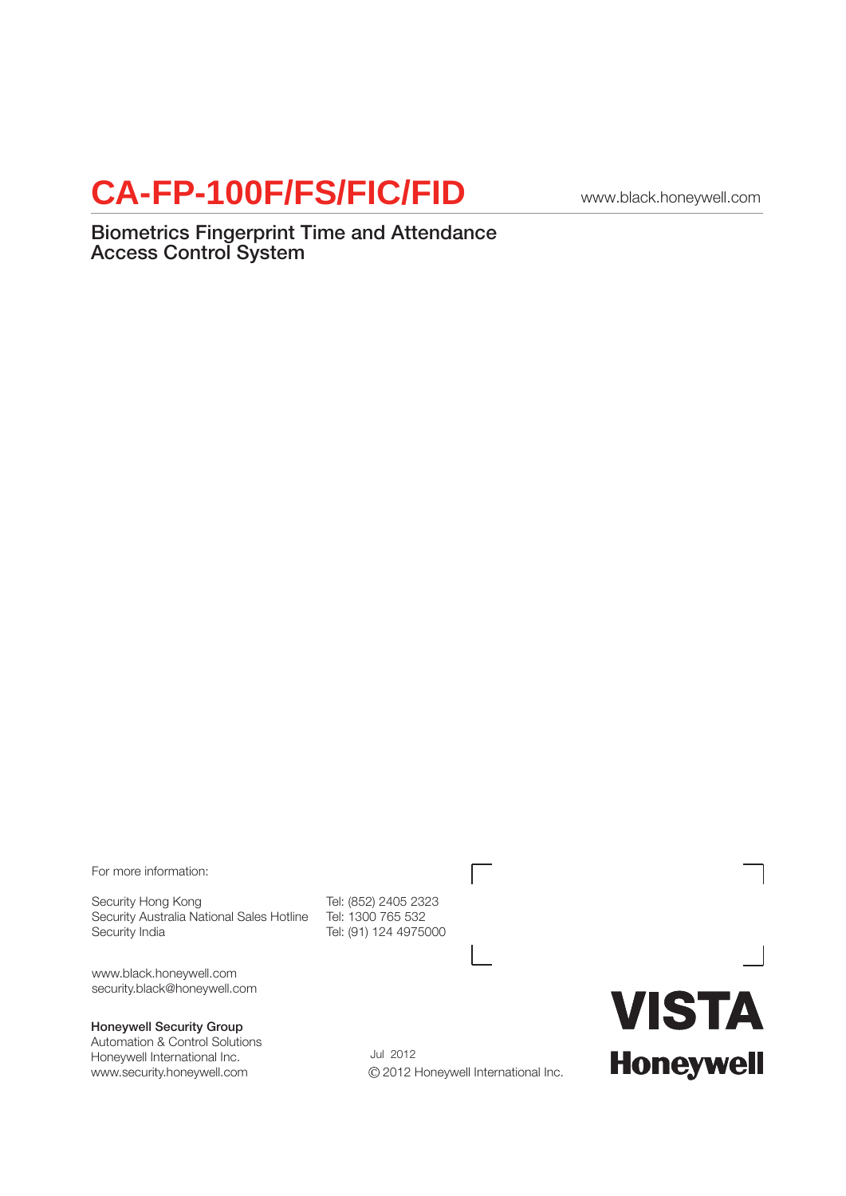# CA-FP-100F/FS/FIC/FID

www.black.honeywell.com

## Biometrics Fingerprint Time and Attendance Access Control System

For more information:

| | |
|---|---|
| Security Hong Kong | Tel: (852) 2405 2323 |
| Security Australia National Sales Hotline | Tel: 1300 765 532 |
| Security India | Tel: (91) 124 4975000 |

www.black.honeywell.com
security.black@honeywell.com

**Honeywell Security Group**
Automation & Control Solutions
Honeywell International Inc.
www.security.honeywell.com

Jul 2012
© 2012 Honeywell International Inc.

VISTA
Honeywell